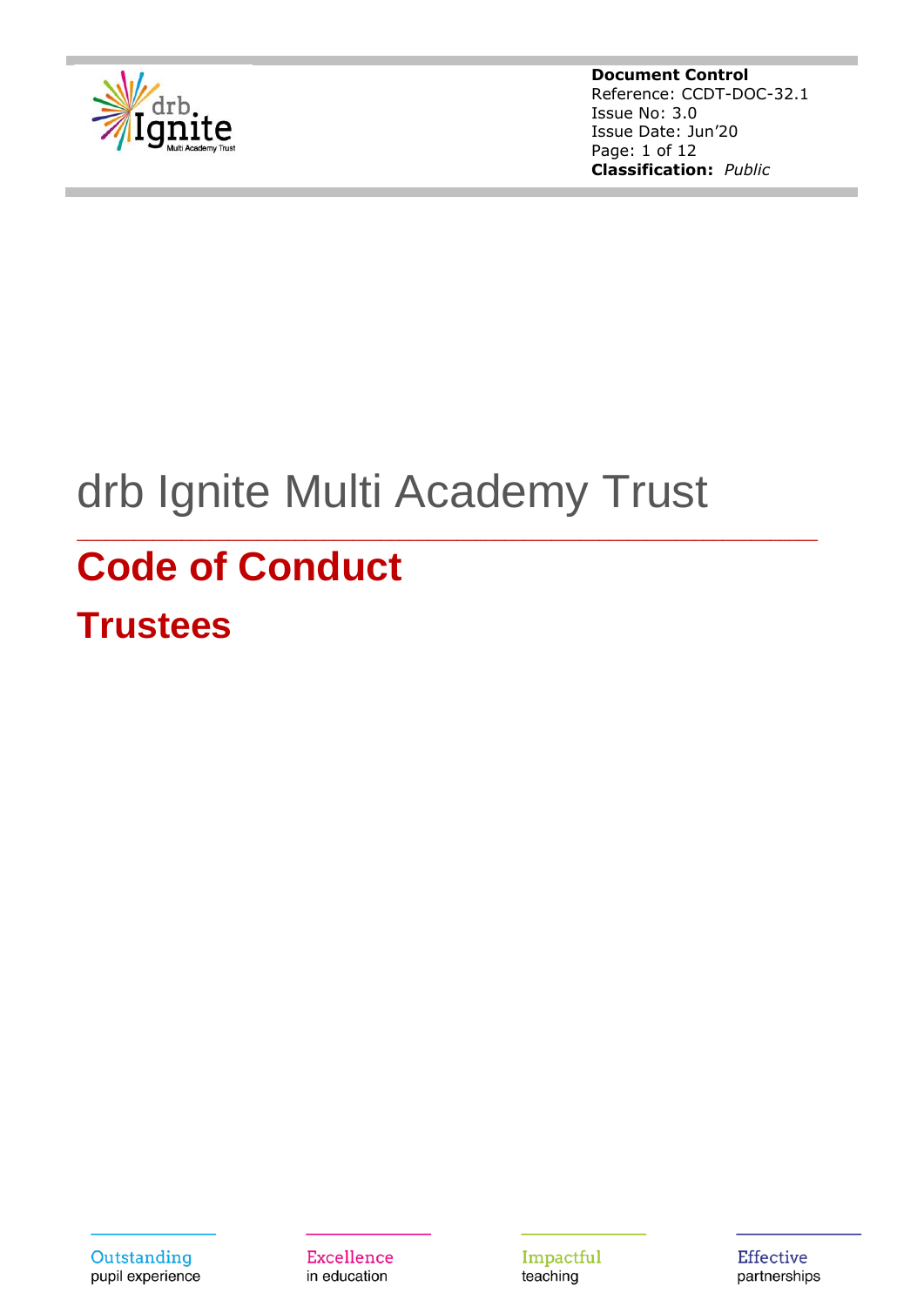**Document Control**
Reference: CCDT-DOC-32.1
Issue No: 3.0
Issue Date: Jun'20
**Classification:** *Public*

# drb Ignite Multi Academy Trust

## Code of Conduct

## Trustees

Outstanding pupil experience

Excellence in education

Impactful teaching

Effective partnerships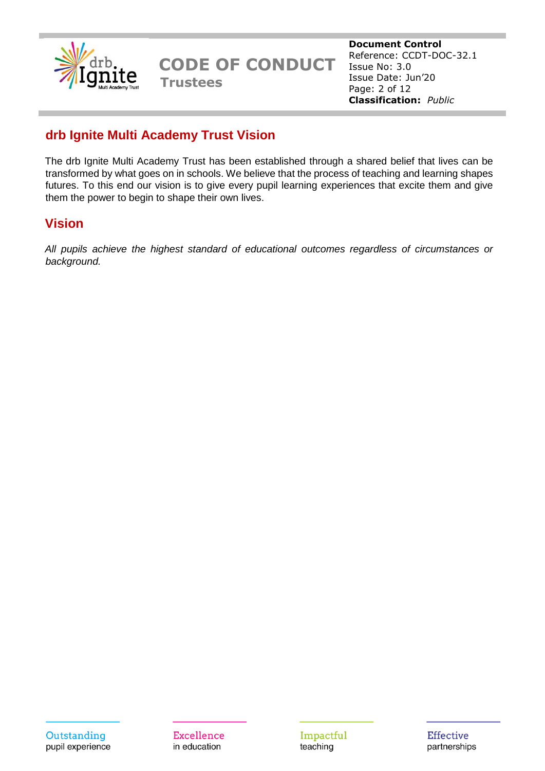## drb Ignite Multi Academy Trust Vision

The drb Ignite Multi Academy Trust has been established through a shared belief that lives can be transformed by what goes on in schools. We believe that the process of teaching and learning shapes futures. To this end our vision is to give every pupil learning experiences that excite them and give them the power to begin to shape their own lives.

## Vision

*All pupils achieve the highest standard of educational outcomes regardless of circumstances or background.*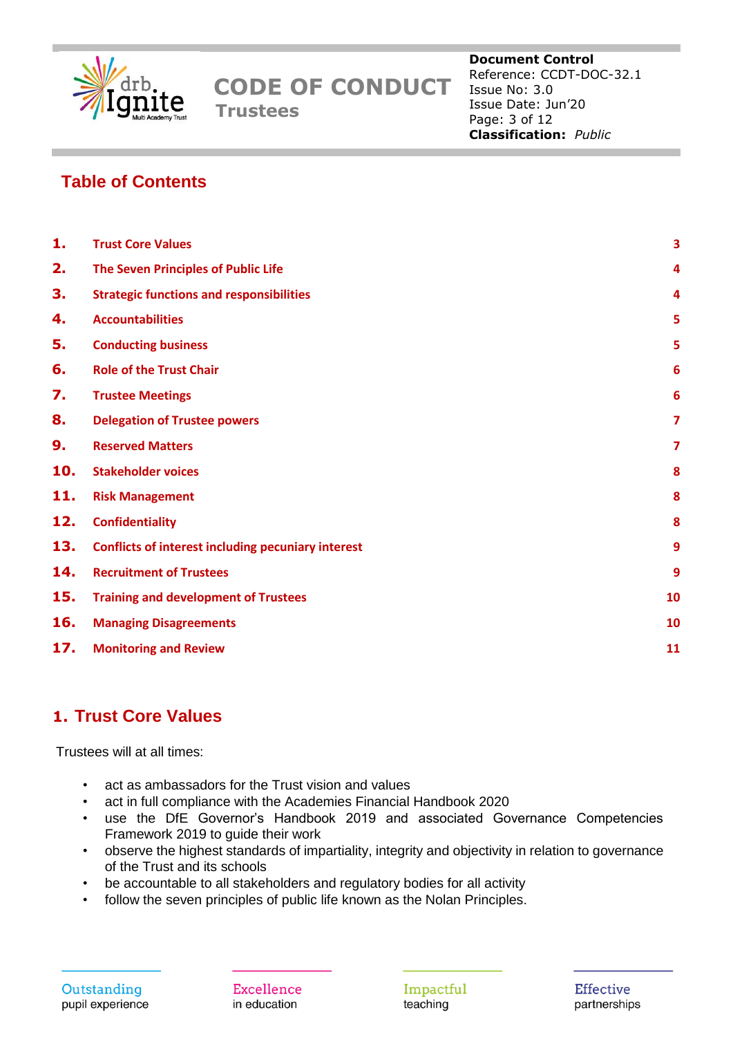## Table of Contents

| | | |
|---|---|---|
| 1. | Trust Core Values | 3 |
| 2. | The Seven Principles of Public Life | 4 |
| 3. | Strategic functions and responsibilities | 4 |
| 4. | Accountabilities | 5 |
| 5. | Conducting business | 5 |
| 6. | Role of the Trust Chair | 6 |
| 7. | Trustee Meetings | 6 |
| 8. | Delegation of Trustee powers | 7 |
| 9. | Reserved Matters | 7 |
| 10. | Stakeholder voices | 8 |
| 11. | Risk Management | 8 |
| 12. | Confidentiality | 8 |
| 13. | Conflicts of interest including pecuniary interest | 9 |
| 14. | Recruitment of Trustees | 9 |
| 15. | Training and development of Trustees | 10 |
| 16. | Managing Disagreements | 10 |
| 17. | Monitoring and Review | 11 |

## 1. Trust Core Values

Trustees will at all times:

- act as ambassadors for the Trust vision and values
- act in full compliance with the Academies Financial Handbook 2020
- use the DfE Governor's Handbook 2019 and associated Governance Competencies Framework 2019 to guide their work
- observe the highest standards of impartiality, integrity and objectivity in relation to governance of the Trust and its schools
- be accountable to all stakeholders and regulatory bodies for all activity
- follow the seven principles of public life known as the Nolan Principles.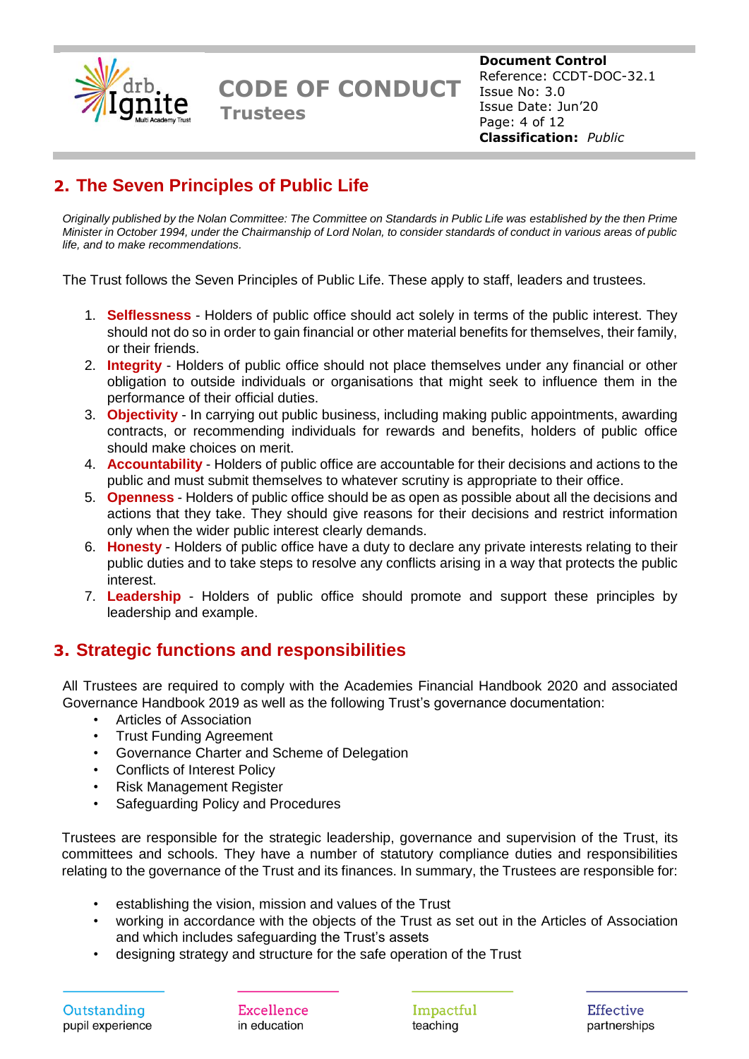## 2. The Seven Principles of Public Life

*Originally published by the Nolan Committee: The Committee on Standards in Public Life was established by the then Prime Minister in October 1994, under the Chairmanship of Lord Nolan, to consider standards of conduct in various areas of public life, and to make recommendations.*

The Trust follows the Seven Principles of Public Life. These apply to staff, leaders and trustees.

1. **Selflessness** - Holders of public office should act solely in terms of the public interest. They should not do so in order to gain financial or other material benefits for themselves, their family, or their friends.
2. **Integrity** - Holders of public office should not place themselves under any financial or other obligation to outside individuals or organisations that might seek to influence them in the performance of their official duties.
3. **Objectivity** - In carrying out public business, including making public appointments, awarding contracts, or recommending individuals for rewards and benefits, holders of public office should make choices on merit.
4. **Accountability** - Holders of public office are accountable for their decisions and actions to the public and must submit themselves to whatever scrutiny is appropriate to their office.
5. **Openness** - Holders of public office should be as open as possible about all the decisions and actions that they take. They should give reasons for their decisions and restrict information only when the wider public interest clearly demands.
6. **Honesty** - Holders of public office have a duty to declare any private interests relating to their public duties and to take steps to resolve any conflicts arising in a way that protects the public interest.
7. **Leadership** - Holders of public office should promote and support these principles by leadership and example.

## 3. Strategic functions and responsibilities

All Trustees are required to comply with the Academies Financial Handbook 2020 and associated Governance Handbook 2019 as well as the following Trust's governance documentation:

- Articles of Association
- Trust Funding Agreement
- Governance Charter and Scheme of Delegation
- Conflicts of Interest Policy
- Risk Management Register
- Safeguarding Policy and Procedures

Trustees are responsible for the strategic leadership, governance and supervision of the Trust, its committees and schools. They have a number of statutory compliance duties and responsibilities relating to the governance of the Trust and its finances. In summary, the Trustees are responsible for:

- establishing the vision, mission and values of the Trust
- working in accordance with the objects of the Trust as set out in the Articles of Association and which includes safeguarding the Trust's assets
- designing strategy and structure for the safe operation of the Trust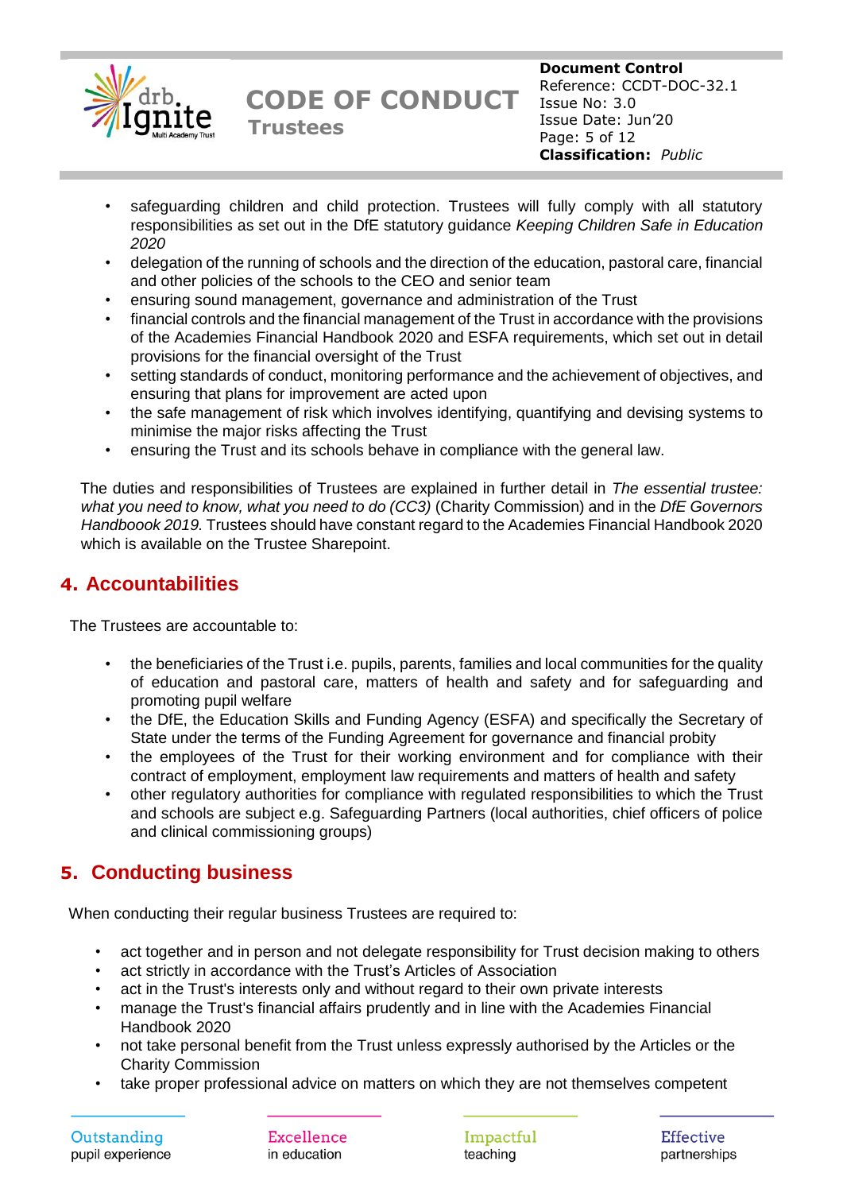- safeguarding children and child protection. Trustees will fully comply with all statutory responsibilities as set out in the DfE statutory guidance *Keeping Children Safe in Education 2020*
- delegation of the running of schools and the direction of the education, pastoral care, financial and other policies of the schools to the CEO and senior team
- ensuring sound management, governance and administration of the Trust
- financial controls and the financial management of the Trust in accordance with the provisions of the Academies Financial Handbook 2020 and ESFA requirements, which set out in detail provisions for the financial oversight of the Trust
- setting standards of conduct, monitoring performance and the achievement of objectives, and ensuring that plans for improvement are acted upon
- the safe management of risk which involves identifying, quantifying and devising systems to minimise the major risks affecting the Trust
- ensuring the Trust and its schools behave in compliance with the general law.

The duties and responsibilities of Trustees are explained in further detail in *The essential trustee: what you need to know, what you need to do (CC3)* (Charity Commission) and in the *DfE Governors Handboook 2019.* Trustees should have constant regard to the Academies Financial Handbook 2020 which is available on the Trustee Sharepoint.

## 4. Accountabilities

The Trustees are accountable to:

- the beneficiaries of the Trust i.e. pupils, parents, families and local communities for the quality of education and pastoral care, matters of health and safety and for safeguarding and promoting pupil welfare
- the DfE, the Education Skills and Funding Agency (ESFA) and specifically the Secretary of State under the terms of the Funding Agreement for governance and financial probity
- the employees of the Trust for their working environment and for compliance with their contract of employment, employment law requirements and matters of health and safety
- other regulatory authorities for compliance with regulated responsibilities to which the Trust and schools are subject e.g. Safeguarding Partners (local authorities, chief officers of police and clinical commissioning groups)

## 5. Conducting business

When conducting their regular business Trustees are required to:

- act together and in person and not delegate responsibility for Trust decision making to others
- act strictly in accordance with the Trust's Articles of Association
- act in the Trust's interests only and without regard to their own private interests
- manage the Trust's financial affairs prudently and in line with the Academies Financial Handbook 2020
- not take personal benefit from the Trust unless expressly authorised by the Articles or the Charity Commission
- take proper professional advice on matters on which they are not themselves competent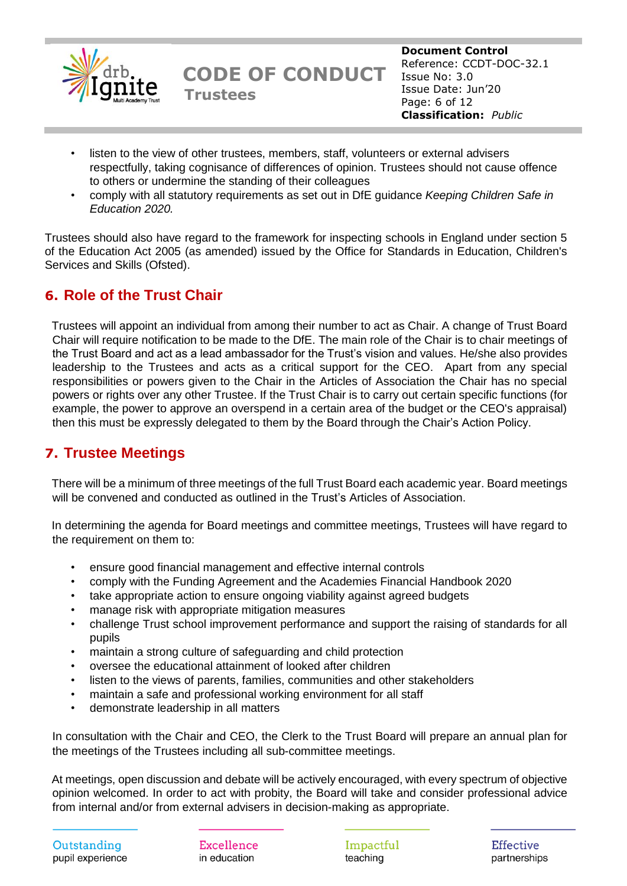- listen to the view of other trustees, members, staff, volunteers or external advisers respectfully, taking cognisance of differences of opinion. Trustees should not cause offence to others or undermine the standing of their colleagues
- comply with all statutory requirements as set out in DfE guidance *Keeping Children Safe in Education 2020.*

Trustees should also have regard to the framework for inspecting schools in England under section 5 of the Education Act 2005 (as amended) issued by the Office for Standards in Education, Children's Services and Skills (Ofsted).

## 6. Role of the Trust Chair

Trustees will appoint an individual from among their number to act as Chair. A change of Trust Board Chair will require notification to be made to the DfE. The main role of the Chair is to chair meetings of the Trust Board and act as a lead ambassador for the Trust's vision and values. He/she also provides leadership to the Trustees and acts as a critical support for the CEO. Apart from any special responsibilities or powers given to the Chair in the Articles of Association the Chair has no special powers or rights over any other Trustee. If the Trust Chair is to carry out certain specific functions (for example, the power to approve an overspend in a certain area of the budget or the CEO's appraisal) then this must be expressly delegated to them by the Board through the Chair's Action Policy.

## 7. Trustee Meetings

There will be a minimum of three meetings of the full Trust Board each academic year. Board meetings will be convened and conducted as outlined in the Trust's Articles of Association.

In determining the agenda for Board meetings and committee meetings, Trustees will have regard to the requirement on them to:

- ensure good financial management and effective internal controls
- comply with the Funding Agreement and the Academies Financial Handbook 2020
- take appropriate action to ensure ongoing viability against agreed budgets
- manage risk with appropriate mitigation measures
- challenge Trust school improvement performance and support the raising of standards for all pupils
- maintain a strong culture of safeguarding and child protection
- oversee the educational attainment of looked after children
- listen to the views of parents, families, communities and other stakeholders
- maintain a safe and professional working environment for all staff
- demonstrate leadership in all matters

In consultation with the Chair and CEO, the Clerk to the Trust Board will prepare an annual plan for the meetings of the Trustees including all sub-committee meetings.

At meetings, open discussion and debate will be actively encouraged, with every spectrum of objective opinion welcomed. In order to act with probity, the Board will take and consider professional advice from internal and/or from external advisers in decision-making as appropriate.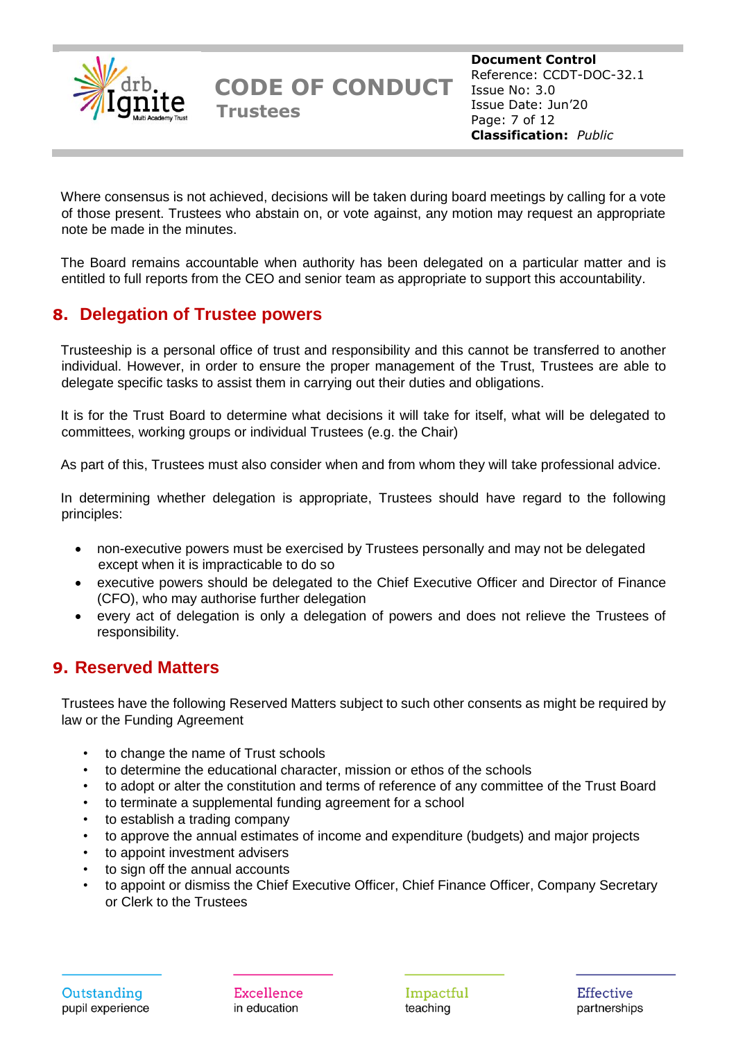Where consensus is not achieved, decisions will be taken during board meetings by calling for a vote of those present. Trustees who abstain on, or vote against, any motion may request an appropriate note be made in the minutes.

The Board remains accountable when authority has been delegated on a particular matter and is entitled to full reports from the CEO and senior team as appropriate to support this accountability.

## 8. Delegation of Trustee powers

Trusteeship is a personal office of trust and responsibility and this cannot be transferred to another individual. However, in order to ensure the proper management of the Trust, Trustees are able to delegate specific tasks to assist them in carrying out their duties and obligations.

It is for the Trust Board to determine what decisions it will take for itself, what will be delegated to committees, working groups or individual Trustees (e.g. the Chair)

As part of this, Trustees must also consider when and from whom they will take professional advice.

In determining whether delegation is appropriate, Trustees should have regard to the following principles:

- non-executive powers must be exercised by Trustees personally and may not be delegated except when it is impracticable to do so
- executive powers should be delegated to the Chief Executive Officer and Director of Finance (CFO), who may authorise further delegation
- every act of delegation is only a delegation of powers and does not relieve the Trustees of responsibility.

## 9. Reserved Matters

Trustees have the following Reserved Matters subject to such other consents as might be required by law or the Funding Agreement

- to change the name of Trust schools
- to determine the educational character, mission or ethos of the schools
- to adopt or alter the constitution and terms of reference of any committee of the Trust Board
- to terminate a supplemental funding agreement for a school
- to establish a trading company
- to approve the annual estimates of income and expenditure (budgets) and major projects
- to appoint investment advisers
- to sign off the annual accounts
- to appoint or dismiss the Chief Executive Officer, Chief Finance Officer, Company Secretary or Clerk to the Trustees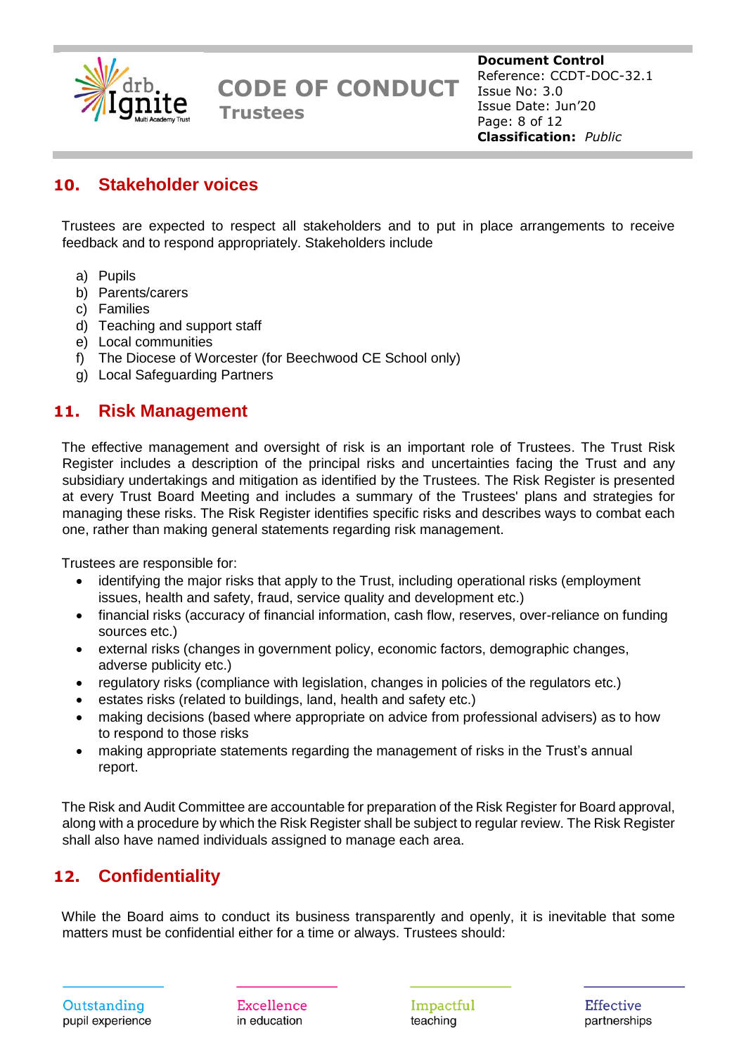## 10. Stakeholder voices

Trustees are expected to respect all stakeholders and to put in place arrangements to receive feedback and to respond appropriately. Stakeholders include

a) Pupils
b) Parents/carers
c) Families
d) Teaching and support staff
e) Local communities
f) The Diocese of Worcester (for Beechwood CE School only)
g) Local Safeguarding Partners

## 11. Risk Management

The effective management and oversight of risk is an important role of Trustees. The Trust Risk Register includes a description of the principal risks and uncertainties facing the Trust and any subsidiary undertakings and mitigation as identified by the Trustees. The Risk Register is presented at every Trust Board Meeting and includes a summary of the Trustees' plans and strategies for managing these risks. The Risk Register identifies specific risks and describes ways to combat each one, rather than making general statements regarding risk management.

Trustees are responsible for:

- identifying the major risks that apply to the Trust, including operational risks (employment issues, health and safety, fraud, service quality and development etc.)
- financial risks (accuracy of financial information, cash flow, reserves, over-reliance on funding sources etc.)
- external risks (changes in government policy, economic factors, demographic changes, adverse publicity etc.)
- regulatory risks (compliance with legislation, changes in policies of the regulators etc.)
- estates risks (related to buildings, land, health and safety etc.)
- making decisions (based where appropriate on advice from professional advisers) as to how to respond to those risks
- making appropriate statements regarding the management of risks in the Trust's annual report.

The Risk and Audit Committee are accountable for preparation of the Risk Register for Board approval, along with a procedure by which the Risk Register shall be subject to regular review. The Risk Register shall also have named individuals assigned to manage each area.

## 12. Confidentiality

While the Board aims to conduct its business transparently and openly, it is inevitable that some matters must be confidential either for a time or always. Trustees should: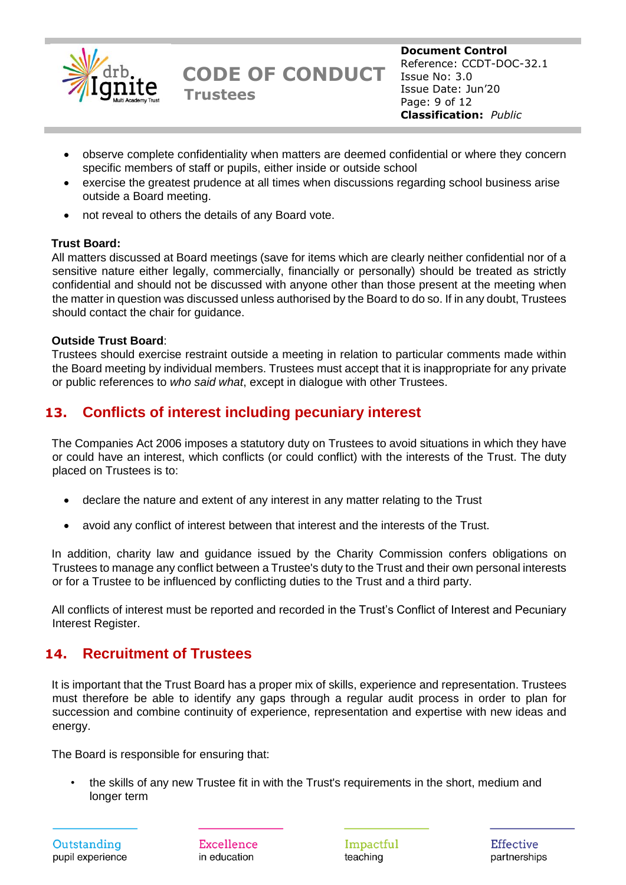- observe complete confidentiality when matters are deemed confidential or where they concern specific members of staff or pupils, either inside or outside school
- exercise the greatest prudence at all times when discussions regarding school business arise outside a Board meeting.
- not reveal to others the details of any Board vote.

**Trust Board:**

All matters discussed at Board meetings (save for items which are clearly neither confidential nor of a sensitive nature either legally, commercially, financially or personally) should be treated as strictly confidential and should not be discussed with anyone other than those present at the meeting when the matter in question was discussed unless authorised by the Board to do so. If in any doubt, Trustees should contact the chair for guidance.

**Outside Trust Board**:

Trustees should exercise restraint outside a meeting in relation to particular comments made within the Board meeting by individual members. Trustees must accept that it is inappropriate for any private or public references to *who said what*, except in dialogue with other Trustees.

## 13. Conflicts of interest including pecuniary interest

The Companies Act 2006 imposes a statutory duty on Trustees to avoid situations in which they have or could have an interest, which conflicts (or could conflict) with the interests of the Trust. The duty placed on Trustees is to:

- declare the nature and extent of any interest in any matter relating to the Trust
- avoid any conflict of interest between that interest and the interests of the Trust.

In addition, charity law and guidance issued by the Charity Commission confers obligations on Trustees to manage any conflict between a Trustee's duty to the Trust and their own personal interests or for a Trustee to be influenced by conflicting duties to the Trust and a third party.

All conflicts of interest must be reported and recorded in the Trust's Conflict of Interest and Pecuniary Interest Register.

## 14. Recruitment of Trustees

It is important that the Trust Board has a proper mix of skills, experience and representation. Trustees must therefore be able to identify any gaps through a regular audit process in order to plan for succession and combine continuity of experience, representation and expertise with new ideas and energy.

The Board is responsible for ensuring that:

- the skills of any new Trustee fit in with the Trust's requirements in the short, medium and longer term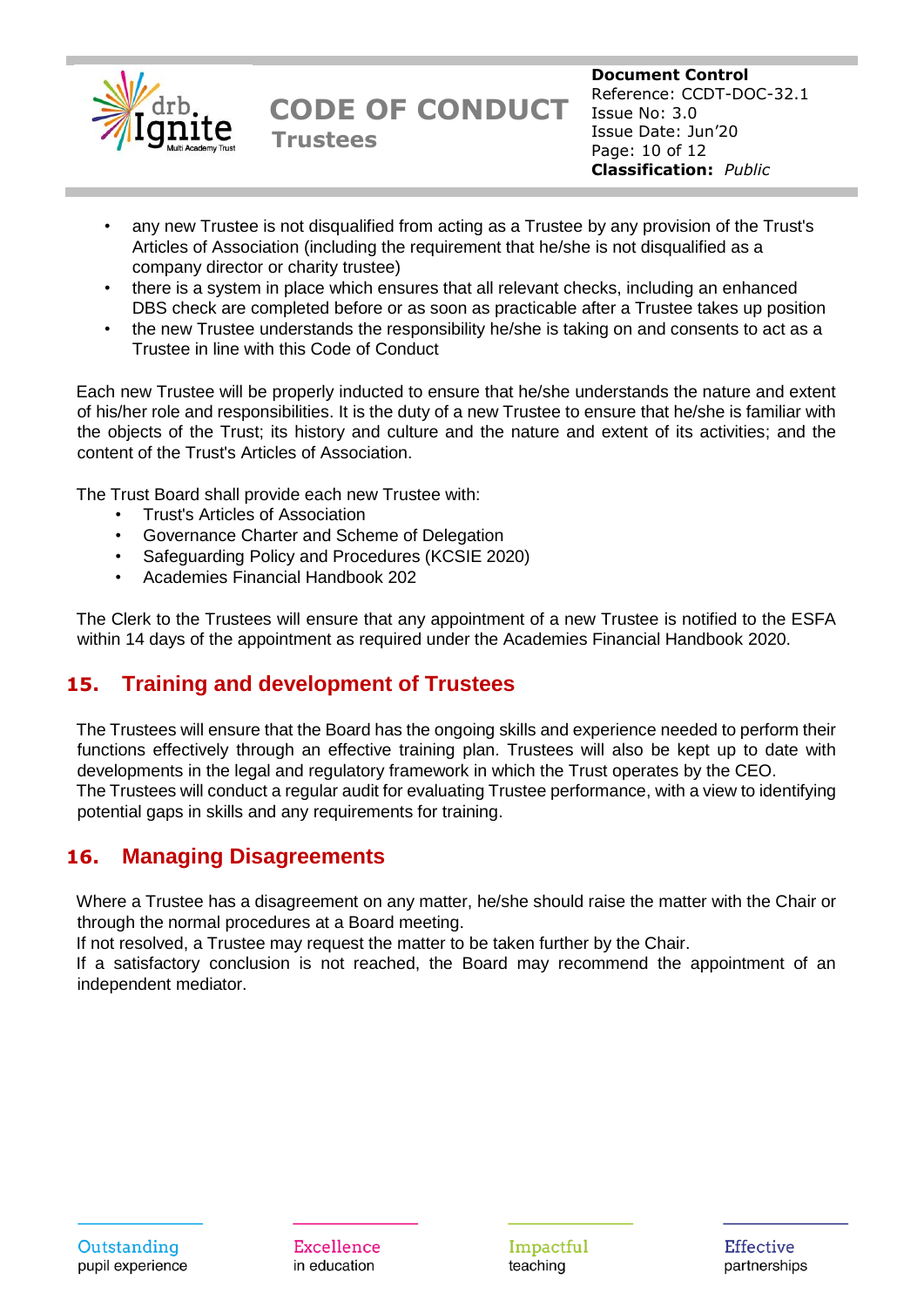- any new Trustee is not disqualified from acting as a Trustee by any provision of the Trust's Articles of Association (including the requirement that he/she is not disqualified as a company director or charity trustee)
- there is a system in place which ensures that all relevant checks, including an enhanced DBS check are completed before or as soon as practicable after a Trustee takes up position
- the new Trustee understands the responsibility he/she is taking on and consents to act as a Trustee in line with this Code of Conduct

Each new Trustee will be properly inducted to ensure that he/she understands the nature and extent of his/her role and responsibilities. It is the duty of a new Trustee to ensure that he/she is familiar with the objects of the Trust; its history and culture and the nature and extent of its activities; and the content of the Trust's Articles of Association.

The Trust Board shall provide each new Trustee with:

- Trust's Articles of Association
- Governance Charter and Scheme of Delegation
- Safeguarding Policy and Procedures (KCSIE 2020)
- Academies Financial Handbook 202

The Clerk to the Trustees will ensure that any appointment of a new Trustee is notified to the ESFA within 14 days of the appointment as required under the Academies Financial Handbook 2020.

## 15. Training and development of Trustees

The Trustees will ensure that the Board has the ongoing skills and experience needed to perform their functions effectively through an effective training plan. Trustees will also be kept up to date with developments in the legal and regulatory framework in which the Trust operates by the CEO.
The Trustees will conduct a regular audit for evaluating Trustee performance, with a view to identifying potential gaps in skills and any requirements for training.

## 16. Managing Disagreements

Where a Trustee has a disagreement on any matter, he/she should raise the matter with the Chair or through the normal procedures at a Board meeting.
If not resolved, a Trustee may request the matter to be taken further by the Chair.
If a satisfactory conclusion is not reached, the Board may recommend the appointment of an independent mediator.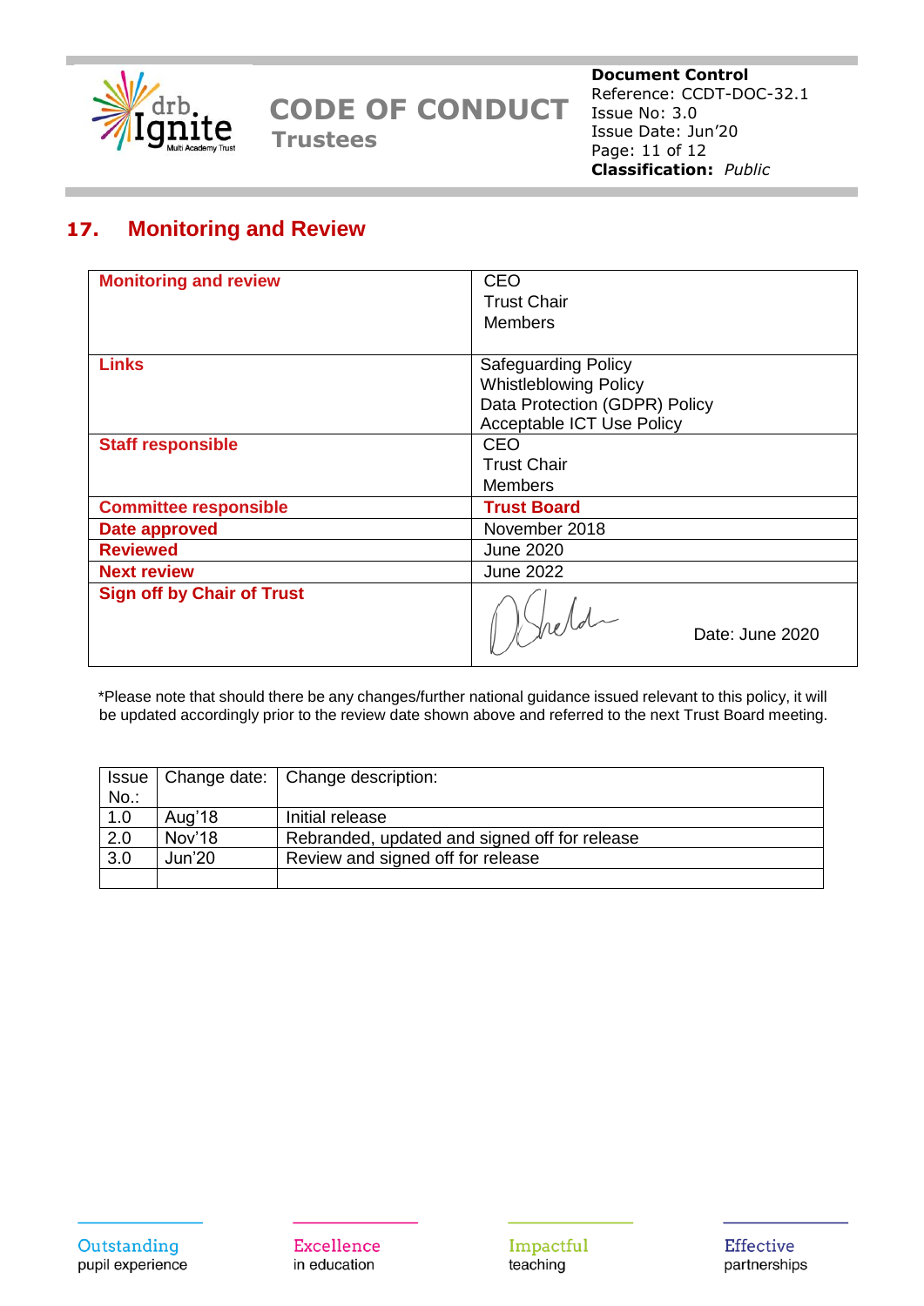## 17. Monitoring and Review

| | |
|---|---|
| **Monitoring and review** | CEO<br>Trust Chair<br>Members |
| **Links** | Safeguarding Policy<br>Whistleblowing Policy<br>Data Protection (GDPR) Policy<br>Acceptable ICT Use Policy |
| **Staff responsible** | CEO<br>Trust Chair<br>Members |
| **Committee responsible** | **Trust Board** |
| **Date approved** | November 2018 |
| **Reviewed** | June 2020 |
| **Next review** | June 2022 |
| **Sign off by Chair of Trust** | D Sheldon Date: June 2020 |

*Please note that should there be any changes/further national guidance issued relevant to this policy, it will be updated accordingly prior to the review date shown above and referred to the next Trust Board meeting.

| Issue No.: | Change date: | Change description: |
|---|---|---|
| 1.0 | Aug'18 | Initial release |
| 2.0 | Nov'18 | Rebranded, updated and signed off for release |
| 3.0 | Jun'20 | Review and signed off for release |
| | | |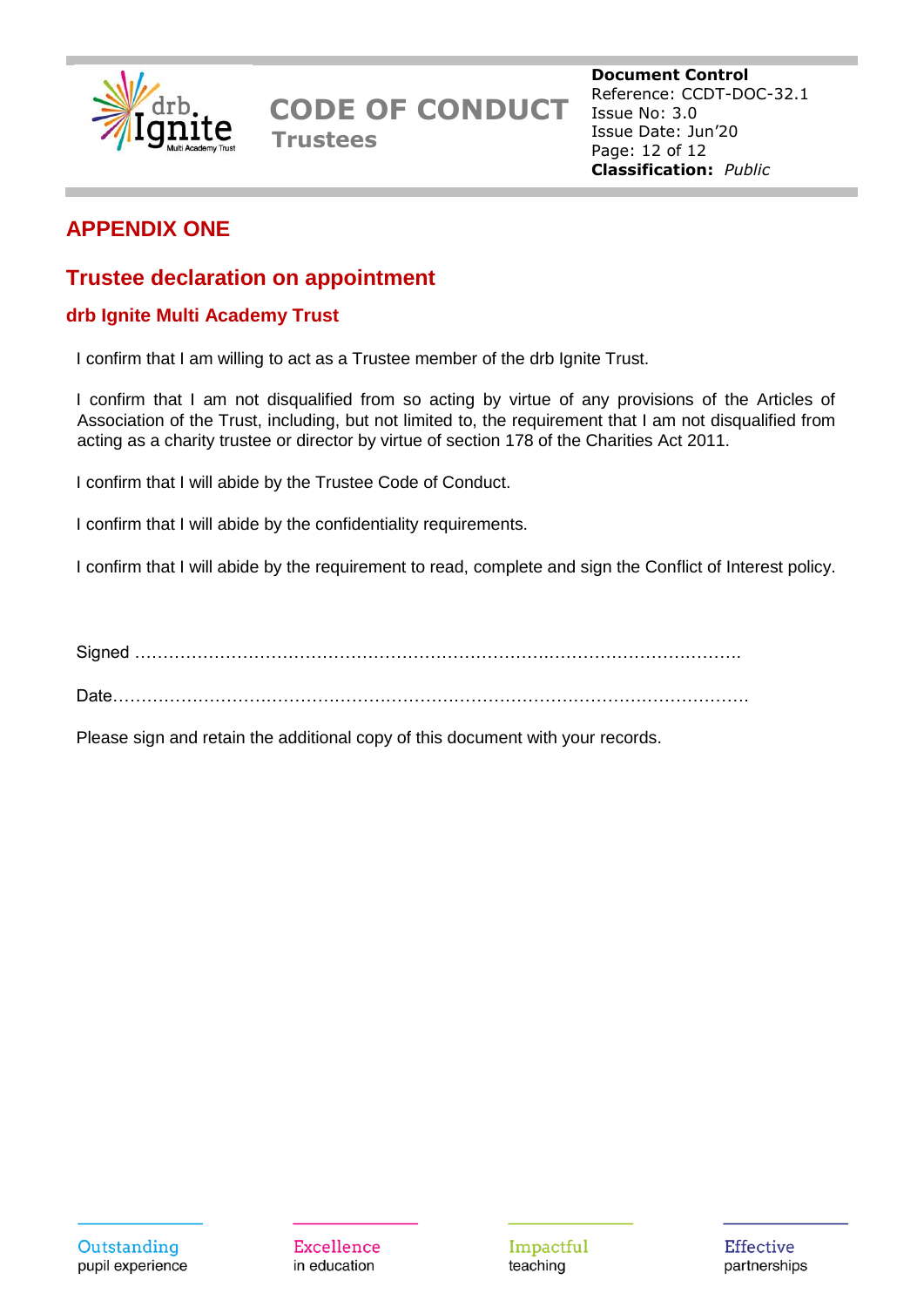# APPENDIX ONE

## Trustee declaration on appointment

### drb Ignite Multi Academy Trust

I confirm that I am willing to act as a Trustee member of the drb Ignite Trust.

I confirm that I am not disqualified from so acting by virtue of any provisions of the Articles of Association of the Trust, including, but not limited to, the requirement that I am not disqualified from acting as a charity trustee or director by virtue of section 178 of the Charities Act 2011.

I confirm that I will abide by the Trustee Code of Conduct.

I confirm that I will abide by the confidentiality requirements.

I confirm that I will abide by the requirement to read, complete and sign the Conflict of Interest policy.

Signed ……………………………………………………………………………………………….

Date…………………………………………………………………………………………………

Please sign and retain the additional copy of this document with your records.